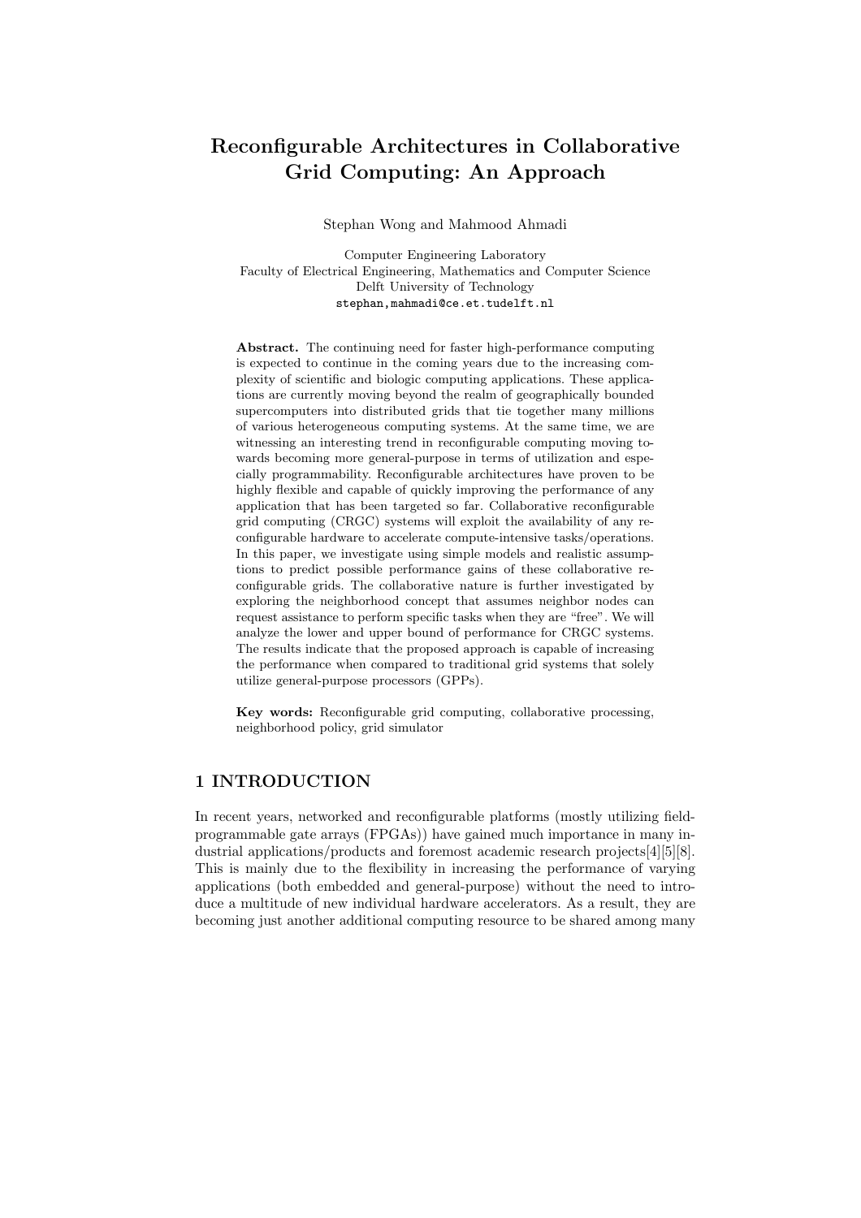# Reconfigurable Architectures in Collaborative Grid Computing: An Approach

Stephan Wong and Mahmood Ahmadi

Computer Engineering Laboratory
Faculty of Electrical Engineering, Mathematics and Computer Science
Delft University of Technology
stephan,mahmadi@ce.et.tudelft.nl

**Abstract.** The continuing need for faster high-performance computing is expected to continue in the coming years due to the increasing complexity of scientific and biologic computing applications. These applications are currently moving beyond the realm of geographically bounded supercomputers into distributed grids that tie together many millions of various heterogeneous computing systems. At the same time, we are witnessing an interesting trend in reconfigurable computing moving towards becoming more general-purpose in terms of utilization and especially programmability. Reconfigurable architectures have proven to be highly flexible and capable of quickly improving the performance of any application that has been targeted so far. Collaborative reconfigurable grid computing (CRGC) systems will exploit the availability of any reconfigurable hardware to accelerate compute-intensive tasks/operations. In this paper, we investigate using simple models and realistic assumptions to predict possible performance gains of these collaborative reconfigurable grids. The collaborative nature is further investigated by exploring the neighborhood concept that assumes neighbor nodes can request assistance to perform specific tasks when they are "free". We will analyze the lower and upper bound of performance for CRGC systems. The results indicate that the proposed approach is capable of increasing the performance when compared to traditional grid systems that solely utilize general-purpose processors (GPPs).

**Key words:** Reconfigurable grid computing, collaborative processing, neighborhood policy, grid simulator

## 1 INTRODUCTION

In recent years, networked and reconfigurable platforms (mostly utilizing field-programmable gate arrays (FPGAs)) have gained much importance in many industrial applications/products and foremost academic research projects[4][5][8]. This is mainly due to the flexibility in increasing the performance of varying applications (both embedded and general-purpose) without the need to introduce a multitude of new individual hardware accelerators. As a result, they are becoming just another additional computing resource to be shared among many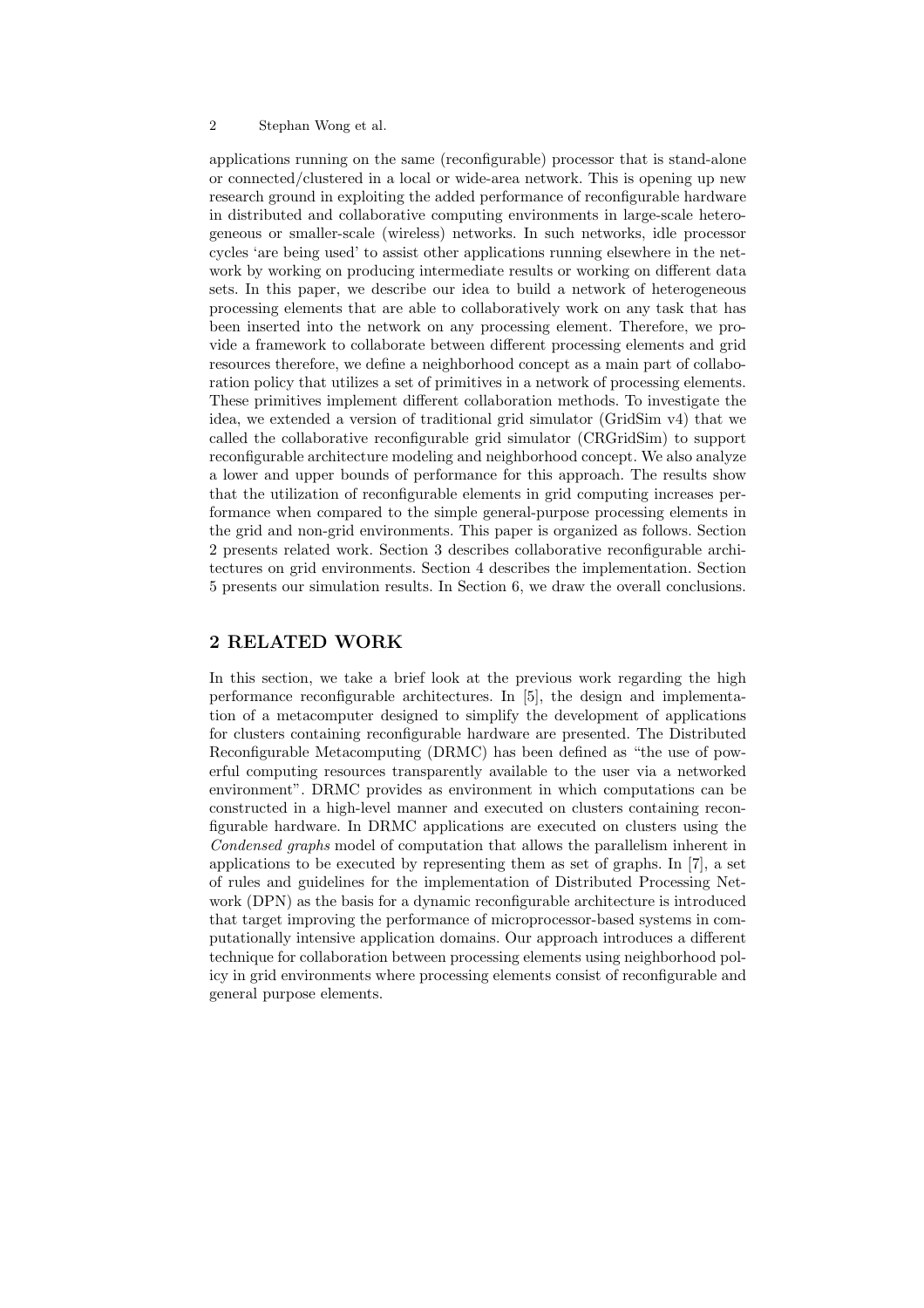applications running on the same (reconfigurable) processor that is stand-alone or connected/clustered in a local or wide-area network. This is opening up new research ground in exploiting the added performance of reconfigurable hardware in distributed and collaborative computing environments in large-scale heterogeneous or smaller-scale (wireless) networks. In such networks, idle processor cycles 'are being used' to assist other applications running elsewhere in the network by working on producing intermediate results or working on different data sets. In this paper, we describe our idea to build a network of heterogeneous processing elements that are able to collaboratively work on any task that has been inserted into the network on any processing element. Therefore, we provide a framework to collaborate between different processing elements and grid resources therefore, we define a neighborhood concept as a main part of collaboration policy that utilizes a set of primitives in a network of processing elements. These primitives implement different collaboration methods. To investigate the idea, we extended a version of traditional grid simulator (GridSim v4) that we called the collaborative reconfigurable grid simulator (CRGridSim) to support reconfigurable architecture modeling and neighborhood concept. We also analyze a lower and upper bounds of performance for this approach. The results show that the utilization of reconfigurable elements in grid computing increases performance when compared to the simple general-purpose processing elements in the grid and non-grid environments. This paper is organized as follows. Section 2 presents related work. Section 3 describes collaborative reconfigurable architectures on grid environments. Section 4 describes the implementation. Section 5 presents our simulation results. In Section 6, we draw the overall conclusions.

## 2 RELATED WORK

In this section, we take a brief look at the previous work regarding the high performance reconfigurable architectures. In [5], the design and implementation of a metacomputer designed to simplify the development of applications for clusters containing reconfigurable hardware are presented. The Distributed Reconfigurable Metacomputing (DRMC) has been defined as "the use of powerful computing resources transparently available to the user via a networked environment". DRMC provides as environment in which computations can be constructed in a high-level manner and executed on clusters containing reconfigurable hardware. In DRMC applications are executed on clusters using the *Condensed graphs* model of computation that allows the parallelism inherent in applications to be executed by representing them as set of graphs. In [7], a set of rules and guidelines for the implementation of Distributed Processing Network (DPN) as the basis for a dynamic reconfigurable architecture is introduced that target improving the performance of microprocessor-based systems in computationally intensive application domains. Our approach introduces a different technique for collaboration between processing elements using neighborhood policy in grid environments where processing elements consist of reconfigurable and general purpose elements.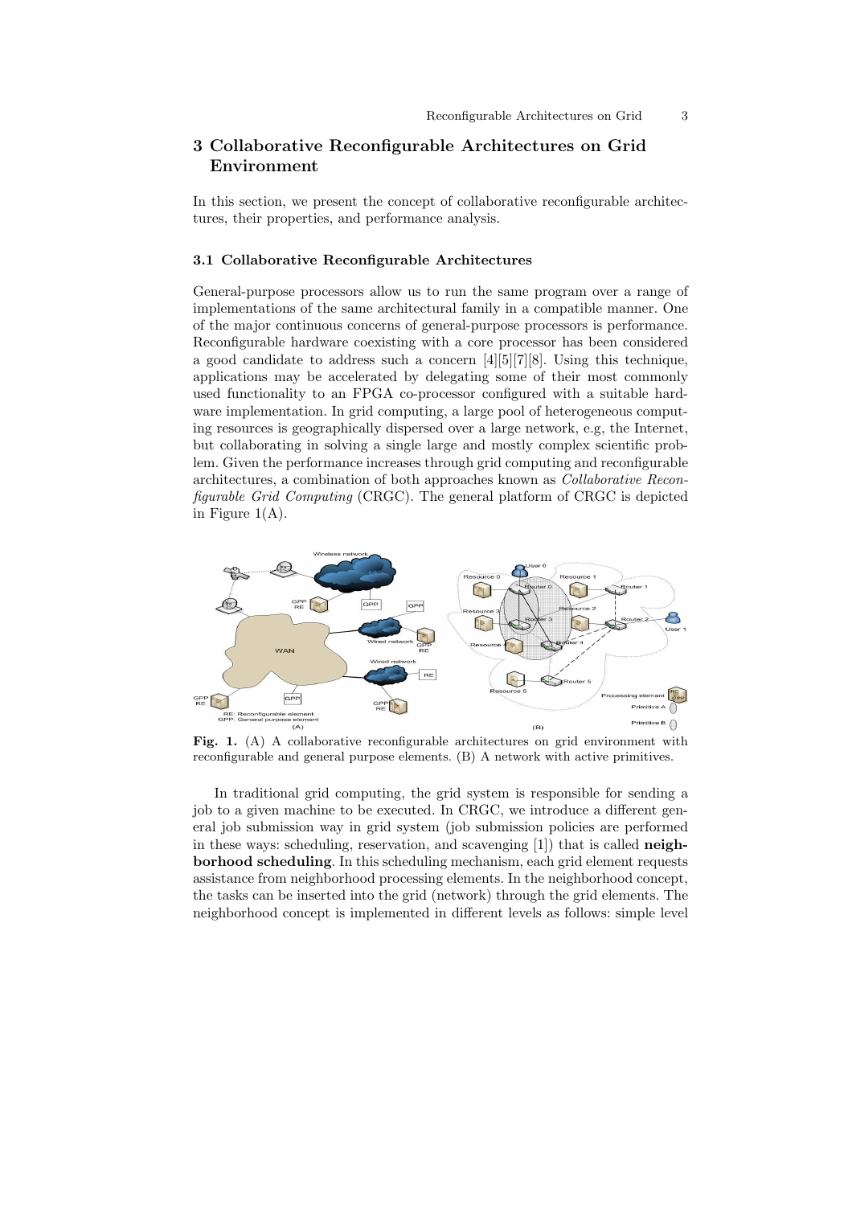## 3 Collaborative Reconfigurable Architectures on Grid Environment

In this section, we present the concept of collaborative reconfigurable architectures, their properties, and performance analysis.

### 3.1 Collaborative Reconfigurable Architectures

General-purpose processors allow us to run the same program over a range of implementations of the same architectural family in a compatible manner. One of the major continuous concerns of general-purpose processors is performance. Reconfigurable hardware coexisting with a core processor has been considered a good candidate to address such a concern [4][5][7][8]. Using this technique, applications may be accelerated by delegating some of their most commonly used functionality to an FPGA co-processor configured with a suitable hardware implementation. In grid computing, a large pool of heterogeneous computing resources is geographically dispersed over a large network, e.g, the Internet, but collaborating in solving a single large and mostly complex scientific problem. Given the performance increases through grid computing and reconfigurable architectures, a combination of both approaches known as *Collaborative Reconfigurable Grid Computing* (CRGC). The general platform of CRGC is depicted in Figure 1(A).

**Fig. 1.** (A) A collaborative reconfigurable architectures on grid environment with reconfigurable and general purpose elements. (B) A network with active primitives.

In traditional grid computing, the grid system is responsible for sending a job to a given machine to be executed. In CRGC, we introduce a different general job submission way in grid system (job submission policies are performed in these ways: scheduling, reservation, and scavenging [1]) that is called **neighborhood scheduling**. In this scheduling mechanism, each grid element requests assistance from neighborhood processing elements. In the neighborhood concept, the tasks can be inserted into the grid (network) through the grid elements. The neighborhood concept is implemented in different levels as follows: simple level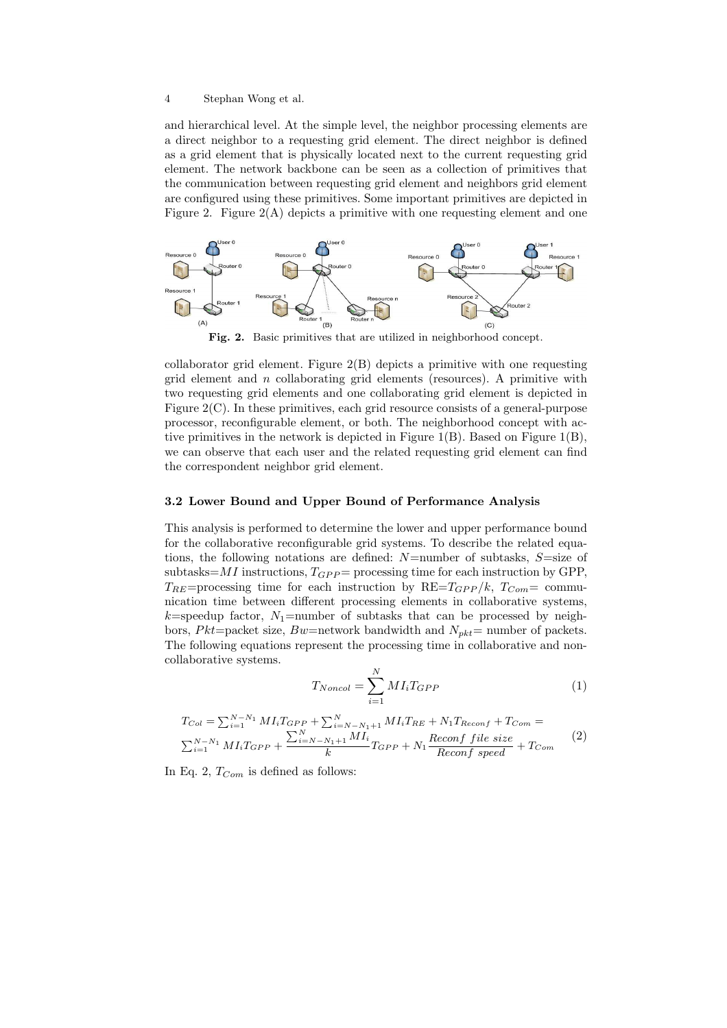and hierarchical level. At the simple level, the neighbor processing elements are a direct neighbor to a requesting grid element. The direct neighbor is defined as a grid element that is physically located next to the current requesting grid element. The network backbone can be seen as a collection of primitives that the communication between requesting grid element and neighbors grid element are configured using these primitives. Some important primitives are depicted in Figure 2. Figure 2(A) depicts a primitive with one requesting element and one

**Fig. 2.** Basic primitives that are utilized in neighborhood concept.

collaborator grid element. Figure 2(B) depicts a primitive with one requesting grid element and $n$ collaborating grid elements (resources). A primitive with two requesting grid elements and one collaborating grid element is depicted in Figure 2(C). In these primitives, each grid resource consists of a general-purpose processor, reconfigurable element, or both. The neighborhood concept with active primitives in the network is depicted in Figure 1(B). Based on Figure 1(B), we can observe that each user and the related requesting grid element can find the correspondent neighbor grid element.

### 3.2 Lower Bound and Upper Bound of Performance Analysis

This analysis is performed to determine the lower and upper performance bound for the collaborative reconfigurable grid systems. To describe the related equations, the following notations are defined: $N$=number of subtasks, $S$=size of subtasks=$MI$ instructions, $T_{GPP}$= processing time for each instruction by GPP, $T_{RE}$=processing time for each instruction by RE=$T_{GPP}/k$, $T_{Com}$= communication time between different processing elements in collaborative systems, $k$=speedup factor, $N_1$=number of subtasks that can be processed by neighbors, $Pkt$=packet size, $Bw$=network bandwidth and $N_{pkt}$= number of packets. The following equations represent the processing time in collaborative and non-collaborative systems.

$$T_{Noncol} = \sum_{i=1}^{N} MI_i T_{GPP} \tag{1}$$

$$\begin{aligned} T_{Col} &= \textstyle\sum_{i=1}^{N-N_1} MI_i T_{GPP} + \sum_{i=N-N_1+1}^{N} MI_i T_{RE} + N_1 T_{Reconf} + T_{Com} = \\ &\textstyle\sum_{i=1}^{N-N_1} MI_i T_{GPP} + \dfrac{\sum_{i=N-N_1+1}^{N} MI_i}{k} T_{GPP} + N_1 \dfrac{Reconf\ file\ size}{Reconf\ speed} + T_{Com} \end{aligned} \tag{2}$$

In Eq. 2, $T_{Com}$ is defined as follows: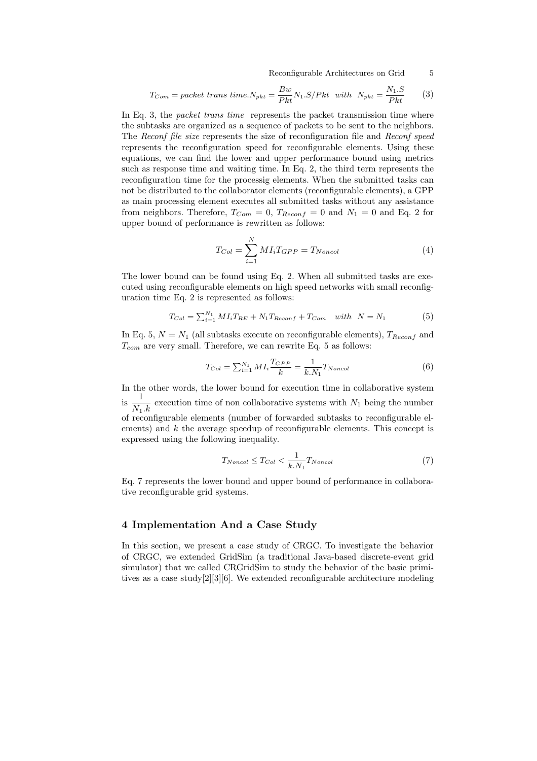$$T_{Com} = packet\ trans\ time.N_{pkt} = \frac{Bw}{Pkt} N_1.S/Pkt \quad with \quad N_{pkt} = \frac{N_1.S}{Pkt} \tag{3}$$

In Eq. 3, the *packet trans time* represents the packet transmission time where the subtasks are organized as a sequence of packets to be sent to the neighbors. The *Reconf file size* represents the size of reconfiguration file and *Reconf speed* represents the reconfiguration speed for reconfigurable elements. Using these equations, we can find the lower and upper performance bound using metrics such as response time and waiting time. In Eq. 2, the third term represents the reconfiguration time for the processig elements. When the submitted tasks can not be distributed to the collaborator elements (reconfigurable elements), a GPP as main processing element executes all submitted tasks without any assistance from neighbors. Therefore, $T_{Com} = 0$, $T_{Reconf} = 0$ and $N_1 = 0$ and Eq. 2 for upper bound of performance is rewritten as follows:

$$T_{Col} = \sum_{i=1}^{N} MI_i T_{GPP} = T_{Noncol} \tag{4}$$

The lower bound can be found using Eq. 2. When all submitted tasks are executed using reconfigurable elements on high speed networks with small reconfiguration time Eq. 2 is represented as follows:

$$T_{Col} = \textstyle\sum_{i=1}^{N_1} MI_i T_{RE} + N_1 T_{Reconf} + T_{Com} \quad with \quad N = N_1 \tag{5}$$

In Eq. 5, $N = N_1$ (all subtasks execute on reconfigurable elements), $T_{Reconf}$ and $T_{com}$ are very small. Therefore, we can rewrite Eq. 5 as follows:

$$T_{Col} = \textstyle\sum_{i=1}^{N_1} MI_i \frac{T_{GPP}}{k} = \frac{1}{k.N_1} T_{Noncol} \tag{6}$$

In the other words, the lower bound for execution time in collaborative system is $\frac{1}{N_1.k}$ execution time of non collaborative systems with $N_1$ being the number of reconfigurable elements (number of forwarded subtasks to reconfigurable elements) and $k$ the average speedup of reconfigurable elements. This concept is expressed using the following inequality.

$$T_{Noncol} \leq T_{Col} < \frac{1}{k.N_1} T_{Noncol} \tag{7}$$

Eq. 7 represents the lower bound and upper bound of performance in collaborative reconfigurable grid systems.

## 4 Implementation And a Case Study

In this section, we present a case study of CRGC. To investigate the behavior of CRGC, we extended GridSim (a traditional Java-based discrete-event grid simulator) that we called CRGridSim to study the behavior of the basic primitives as a case study[2][3][6]. We extended reconfigurable architecture modeling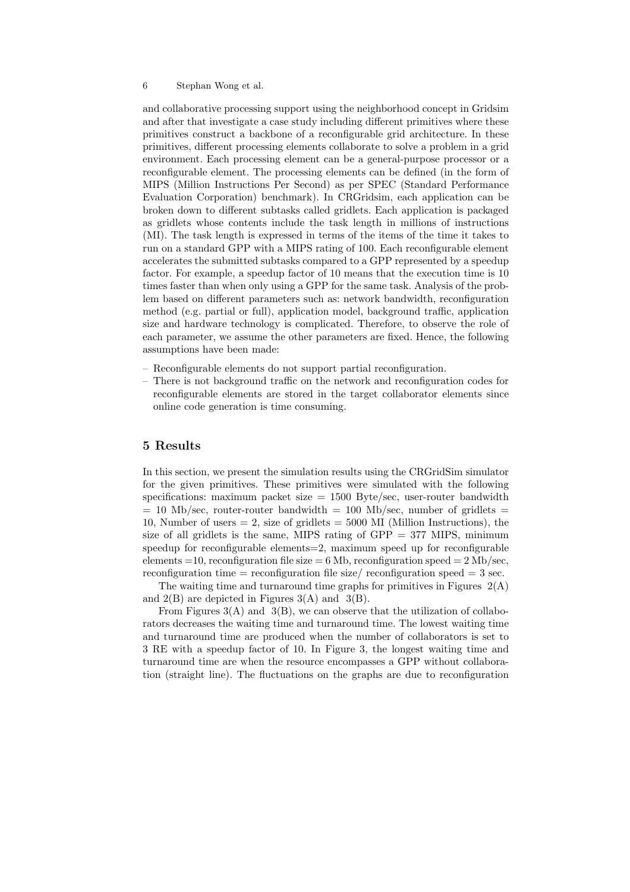and collaborative processing support using the neighborhood concept in Gridsim and after that investigate a case study including different primitives where these primitives construct a backbone of a reconfigurable grid architecture. In these primitives, different processing elements collaborate to solve a problem in a grid environment. Each processing element can be a general-purpose processor or a reconfigurable element. The processing elements can be defined (in the form of MIPS (Million Instructions Per Second) as per SPEC (Standard Performance Evaluation Corporation) benchmark). In CRGridsim, each application can be broken down to different subtasks called gridlets. Each application is packaged as gridlets whose contents include the task length in millions of instructions (MI). The task length is expressed in terms of the items of the time it takes to run on a standard GPP with a MIPS rating of 100. Each reconfigurable element accelerates the submitted subtasks compared to a GPP represented by a speedup factor. For example, a speedup factor of 10 means that the execution time is 10 times faster than when only using a GPP for the same task. Analysis of the problem based on different parameters such as: network bandwidth, reconfiguration method (e.g. partial or full), application model, background traffic, application size and hardware technology is complicated. Therefore, to observe the role of each parameter, we assume the other parameters are fixed. Hence, the following assumptions have been made:

- Reconfigurable elements do not support partial reconfiguration.
- There is not background traffic on the network and reconfiguration codes for reconfigurable elements are stored in the target collaborator elements since online code generation is time consuming.

## 5 Results

In this section, we present the simulation results using the CRGridSim simulator for the given primitives. These primitives were simulated with the following specifications: maximum packet size = 1500 Byte/sec, user-router bandwidth = 10 Mb/sec, router-router bandwidth = 100 Mb/sec, number of gridlets = 10, Number of users = 2, size of gridlets = 5000 MI (Million Instructions), the size of all gridlets is the same, MIPS rating of GPP = 377 MIPS, minimum speedup for reconfigurable elements=2, maximum speed up for reconfigurable elements =10, reconfiguration file size = 6 Mb, reconfiguration speed = 2 Mb/sec, reconfiguration time = reconfiguration file size/ reconfiguration speed = 3 sec.

The waiting time and turnaround time graphs for primitives in Figures 2(A) and 2(B) are depicted in Figures 3(A) and 3(B).

From Figures 3(A) and 3(B), we can observe that the utilization of collaborators decreases the waiting time and turnaround time. The lowest waiting time and turnaround time are produced when the number of collaborators is set to 3 RE with a speedup factor of 10. In Figure 3, the longest waiting time and turnaround time are when the resource encompasses a GPP without collaboration (straight line). The fluctuations on the graphs are due to reconfiguration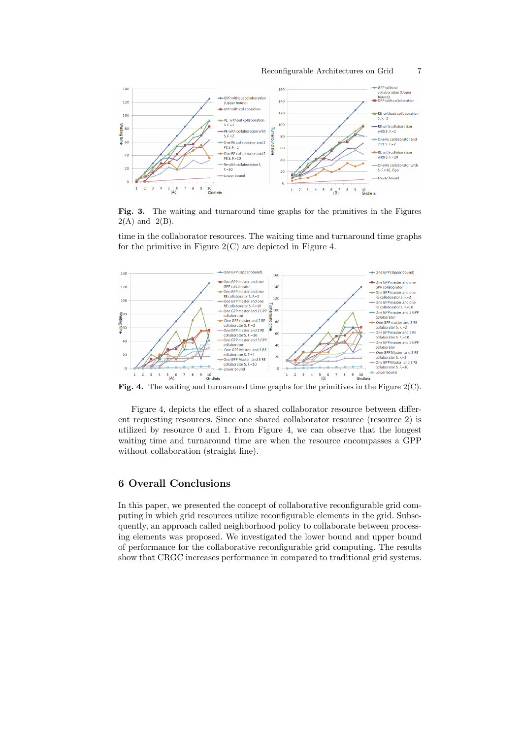**Fig. 3.** The waiting and turnaround time graphs for the primitives in the Figures 2(A) and 2(B).

time in the collaborator resources. The waiting time and turnaround time graphs for the primitive in Figure 2(C) are depicted in Figure 4.

**Fig. 4.** The waiting and turnaround time graphs for the primitives in the Figure 2(C).

Figure 4, depicts the effect of a shared collaborator resource between different requesting resources. Since one shared collaborator resource (resource 2) is utilized by resource 0 and 1. From Figure 4, we can observe that the longest waiting time and turnaround time are when the resource encompasses a GPP without collaboration (straight line).

## 6 Overall Conclusions

In this paper, we presented the concept of collaborative reconfigurable grid computing in which grid resources utilize reconfigurable elements in the grid. Subsequently, an approach called neighborhood policy to collaborate between processing elements was proposed. We investigated the lower bound and upper bound of performance for the collaborative reconfigurable grid computing. The results show that CRGC increases performance in compared to traditional grid systems.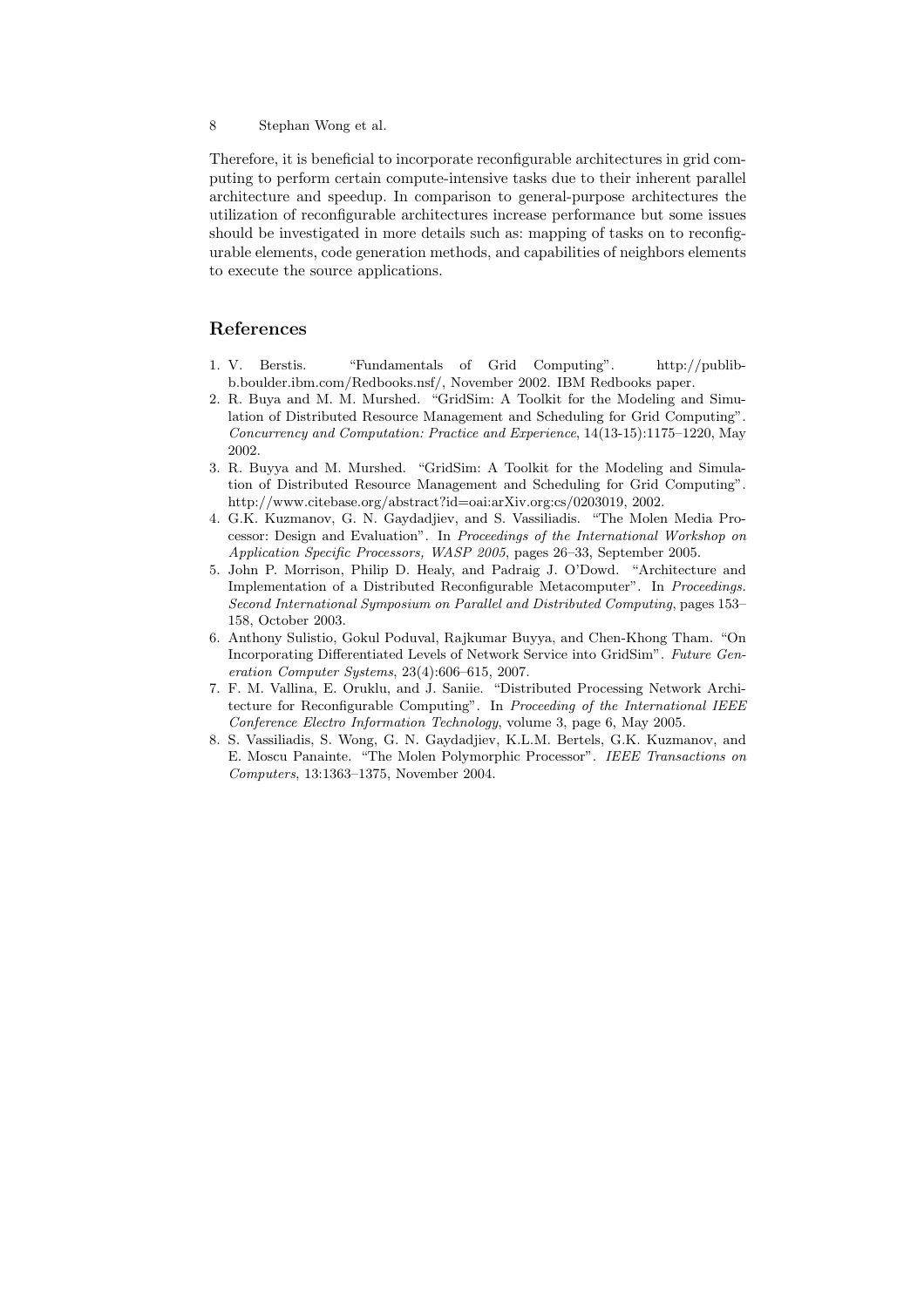Therefore, it is beneficial to incorporate reconfigurable architectures in grid computing to perform certain compute-intensive tasks due to their inherent parallel architecture and speedup. In comparison to general-purpose architectures the utilization of reconfigurable architectures increase performance but some issues should be investigated in more details such as: mapping of tasks on to reconfigurable elements, code generation methods, and capabilities of neighbors elements to execute the source applications.

## References

1. V. Berstis. "Fundamentals of Grid Computing". http://publib-b.boulder.ibm.com/Redbooks.nsf/, November 2002. IBM Redbooks paper.
2. R. Buya and M. M. Murshed. "GridSim: A Toolkit for the Modeling and Simulation of Distributed Resource Management and Scheduling for Grid Computing". *Concurrency and Computation: Practice and Experience*, 14(13-15):1175–1220, May 2002.
3. R. Buyya and M. Murshed. "GridSim: A Toolkit for the Modeling and Simulation of Distributed Resource Management and Scheduling for Grid Computing". http://www.citebase.org/abstract?id=oai:arXiv.org:cs/0203019, 2002.
4. G.K. Kuzmanov, G. N. Gaydadjiev, and S. Vassiliadis. "The Molen Media Processor: Design and Evaluation". In *Proceedings of the International Workshop on Application Specific Processors, WASP 2005*, pages 26–33, September 2005.
5. John P. Morrison, Philip D. Healy, and Padraig J. O'Dowd. "Architecture and Implementation of a Distributed Reconfigurable Metacomputer". In *Proceedings. Second International Symposium on Parallel and Distributed Computing*, pages 153–158, October 2003.
6. Anthony Sulistio, Gokul Poduval, Rajkumar Buyya, and Chen-Khong Tham. "On Incorporating Differentiated Levels of Network Service into GridSim". *Future Generation Computer Systems*, 23(4):606–615, 2007.
7. F. M. Vallina, E. Oruklu, and J. Saniie. "Distributed Processing Network Architecture for Reconfigurable Computing". In *Proceeding of the International IEEE Conference Electro Information Technology*, volume 3, page 6, May 2005.
8. S. Vassiliadis, S. Wong, G. N. Gaydadjiev, K.L.M. Bertels, G.K. Kuzmanov, and E. Moscu Panainte. "The Molen Polymorphic Processor". *IEEE Transactions on Computers*, 13:1363–1375, November 2004.